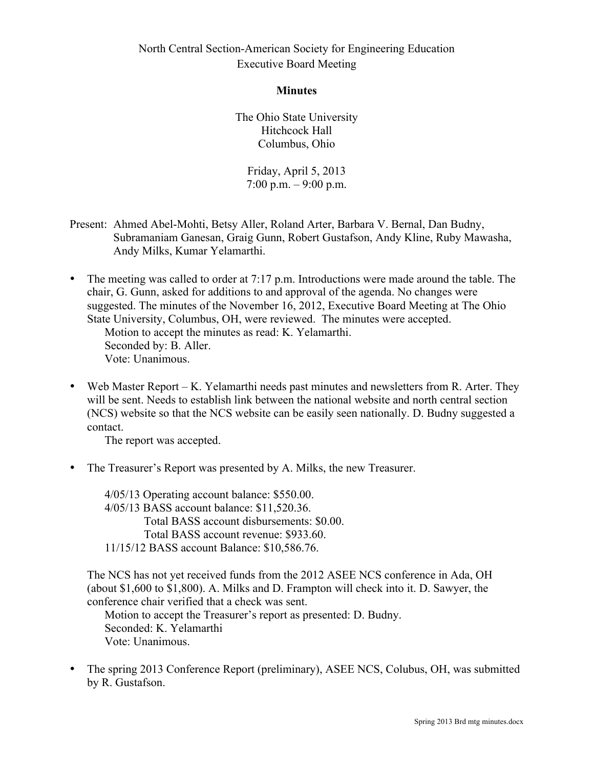North Central Section-American Society for Engineering Education
Executive Board Meeting

**Minutes**

The Ohio State University
Hitchcock Hall
Columbus, Ohio

Friday, April 5, 2013
7:00 p.m. – 9:00 p.m.

Present: Ahmed Abel-Mohti, Betsy Aller, Roland Arter, Barbara V. Bernal, Dan Budny, Subramaniam Ganesan, Graig Gunn, Robert Gustafson, Andy Kline, Ruby Mawasha, Andy Milks, Kumar Yelamarthi.

- The meeting was called to order at 7:17 p.m. Introductions were made around the table. The chair, G. Gunn, asked for additions to and approval of the agenda. No changes were suggested. The minutes of the November 16, 2012, Executive Board Meeting at The Ohio State University, Columbus, OH, were reviewed. The minutes were accepted.
  
  Motion to accept the minutes as read: K. Yelamarthi.
  Seconded by: B. Aller.
  Vote: Unanimous.

- Web Master Report – K. Yelamarthi needs past minutes and newsletters from R. Arter. They will be sent. Needs to establish link between the national website and north central section (NCS) website so that the NCS website can be easily seen nationally. D. Budny suggested a contact.
  
  The report was accepted.

- The Treasurer's Report was presented by A. Milks, the new Treasurer.
  
  4/05/13 Operating account balance: $550.00.
  4/05/13 BASS account balance: $11,520.36.
  Total BASS account disbursements: $0.00.
  Total BASS account revenue: $933.60.
  11/15/12 BASS account Balance: $10,586.76.
  
  The NCS has not yet received funds from the 2012 ASEE NCS conference in Ada, OH (about $1,600 to $1,800). A. Milks and D. Frampton will check into it. D. Sawyer, the conference chair verified that a check was sent.
  
  Motion to accept the Treasurer's report as presented: D. Budny.
  Seconded: K. Yelamarthi
  Vote: Unanimous.

- The spring 2013 Conference Report (preliminary), ASEE NCS, Colubus, OH, was submitted by R. Gustafson.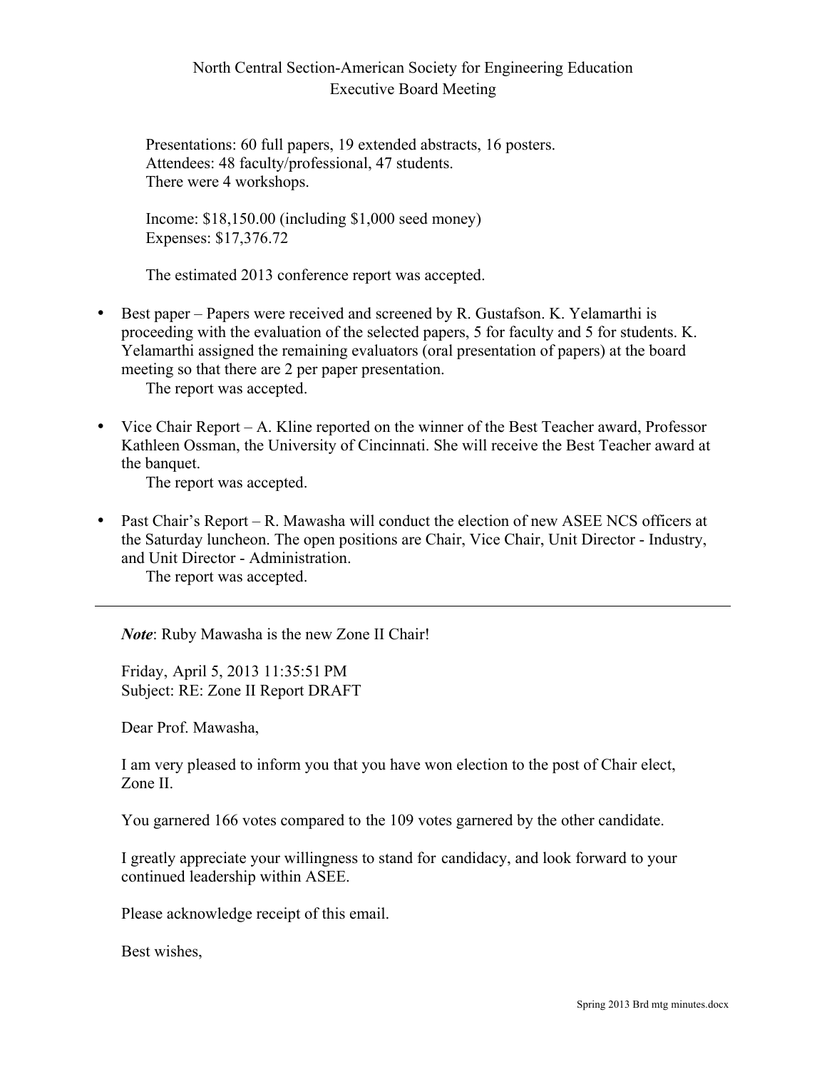Presentations: 60 full papers, 19 extended abstracts, 16 posters.
Attendees: 48 faculty/professional, 47 students.
There were 4 workshops.

Income: $18,150.00 (including $1,000 seed money)
Expenses: $17,376.72

The estimated 2013 conference report was accepted.

- Best paper – Papers were received and screened by R. Gustafson. K. Yelamarthi is proceeding with the evaluation of the selected papers, 5 for faculty and 5 for students. K. Yelamarthi assigned the remaining evaluators (oral presentation of papers) at the board meeting so that there are 2 per paper presentation.
  The report was accepted.

- Vice Chair Report – A. Kline reported on the winner of the Best Teacher award, Professor Kathleen Ossman, the University of Cincinnati. She will receive the Best Teacher award at the banquet.
  The report was accepted.

- Past Chair's Report – R. Mawasha will conduct the election of new ASEE NCS officers at the Saturday luncheon. The open positions are Chair, Vice Chair, Unit Director - Industry, and Unit Director - Administration.
  The report was accepted.

---

***Note***: Ruby Mawasha is the new Zone II Chair!

Friday, April 5, 2013 11:35:51 PM
Subject: RE: Zone II Report DRAFT

Dear Prof. Mawasha,

I am very pleased to inform you that you have won election to the post of Chair elect, Zone II.

You garnered 166 votes compared to the 109 votes garnered by the other candidate.

I greatly appreciate your willingness to stand for candidacy, and look forward to your continued leadership within ASEE.

Please acknowledge receipt of this email.

Best wishes,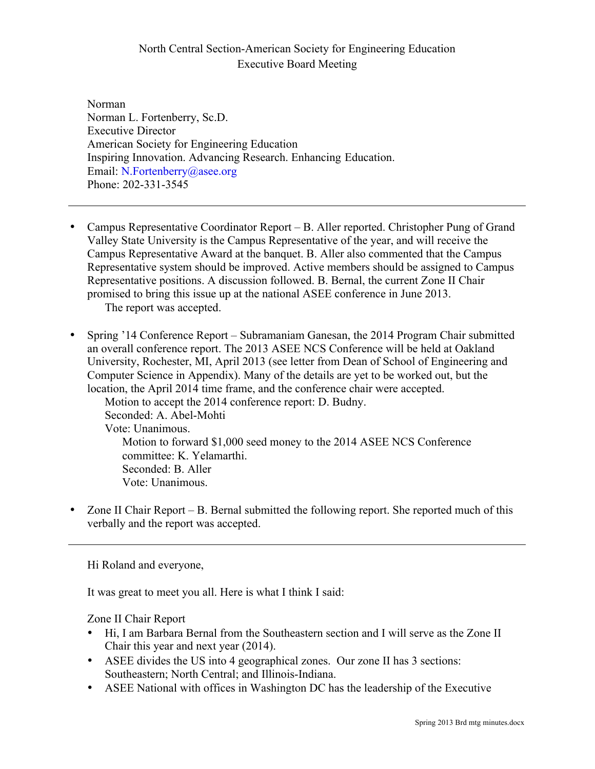# North Central Section-American Society for Engineering Education
## Executive Board Meeting

Norman
Norman L. Fortenberry, Sc.D.
Executive Director
American Society for Engineering Education
Inspiring Innovation. Advancing Research. Enhancing Education.
Email: N.Fortenberry@asee.org
Phone: 202-331-3545

---

- Campus Representative Coordinator Report – B. Aller reported. Christopher Pung of Grand Valley State University is the Campus Representative of the year, and will receive the Campus Representative Award at the banquet. B. Aller also commented that the Campus Representative system should be improved. Active members should be assigned to Campus Representative positions. A discussion followed. B. Bernal, the current Zone II Chair promised to bring this issue up at the national ASEE conference in June 2013.
  The report was accepted.

- Spring '14 Conference Report – Subramaniam Ganesan, the 2014 Program Chair submitted an overall conference report. The 2013 ASEE NCS Conference will be held at Oakland University, Rochester, MI, April 2013 (see letter from Dean of School of Engineering and Computer Science in Appendix). Many of the details are yet to be worked out, but the location, the April 2014 time frame, and the conference chair were accepted.
  Motion to accept the 2014 conference report: D. Budny.
  Seconded: A. Abel-Mohti
  Vote: Unanimous.
    Motion to forward $1,000 seed money to the 2014 ASEE NCS Conference committee: K. Yelamarthi.
    Seconded: B. Aller
    Vote: Unanimous.

- Zone II Chair Report – B. Bernal submitted the following report. She reported much of this verbally and the report was accepted.

---

Hi Roland and everyone,

It was great to meet you all. Here is what I think I said:

Zone II Chair Report

- Hi, I am Barbara Bernal from the Southeastern section and I will serve as the Zone II Chair this year and next year (2014).
- ASEE divides the US into 4 geographical zones. Our zone II has 3 sections: Southeastern; North Central; and Illinois-Indiana.
- ASEE National with offices in Washington DC has the leadership of the Executive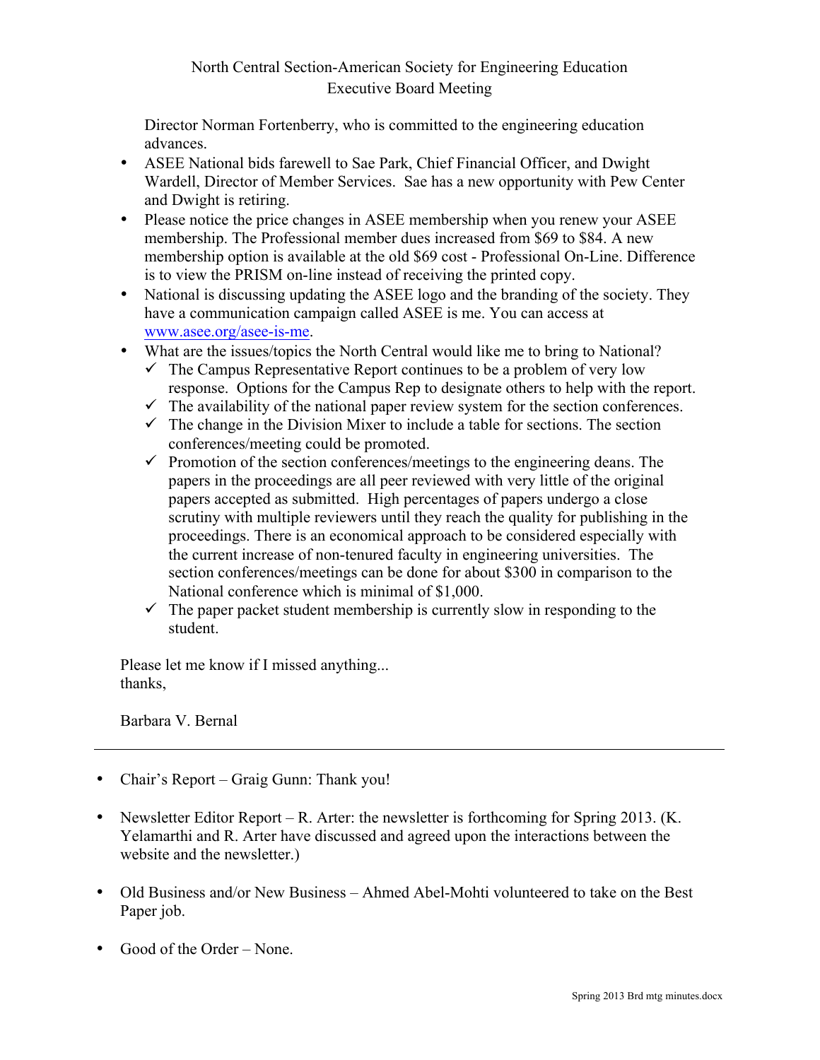North Central Section-American Society for Engineering Education
Executive Board Meeting

Director Norman Fortenberry, who is committed to the engineering education advances.

- ASEE National bids farewell to Sae Park, Chief Financial Officer, and Dwight Wardell, Director of Member Services. Sae has a new opportunity with Pew Center and Dwight is retiring.
- Please notice the price changes in ASEE membership when you renew your ASEE membership. The Professional member dues increased from $69 to $84. A new membership option is available at the old $69 cost - Professional On-Line. Difference is to view the PRISM on-line instead of receiving the printed copy.
- National is discussing updating the ASEE logo and the branding of the society. They have a communication campaign called ASEE is me. You can access at www.asee.org/asee-is-me.
- What are the issues/topics the North Central would like me to bring to National?
  - ✓ The Campus Representative Report continues to be a problem of very low response. Options for the Campus Rep to designate others to help with the report.
  - ✓ The availability of the national paper review system for the section conferences.
  - ✓ The change in the Division Mixer to include a table for sections. The section conferences/meeting could be promoted.
  - ✓ Promotion of the section conferences/meetings to the engineering deans. The papers in the proceedings are all peer reviewed with very little of the original papers accepted as submitted. High percentages of papers undergo a close scrutiny with multiple reviewers until they reach the quality for publishing in the proceedings. There is an economical approach to be considered especially with the current increase of non-tenured faculty in engineering universities. The section conferences/meetings can be done for about $300 in comparison to the National conference which is minimal of $1,000.
  - ✓ The paper packet student membership is currently slow in responding to the student.

Please let me know if I missed anything...
thanks,

Barbara V. Bernal

---

- Chair's Report – Graig Gunn: Thank you!
- Newsletter Editor Report – R. Arter: the newsletter is forthcoming for Spring 2013. (K. Yelamarthi and R. Arter have discussed and agreed upon the interactions between the website and the newsletter.)
- Old Business and/or New Business – Ahmed Abel-Mohti volunteered to take on the Best Paper job.
- Good of the Order – None.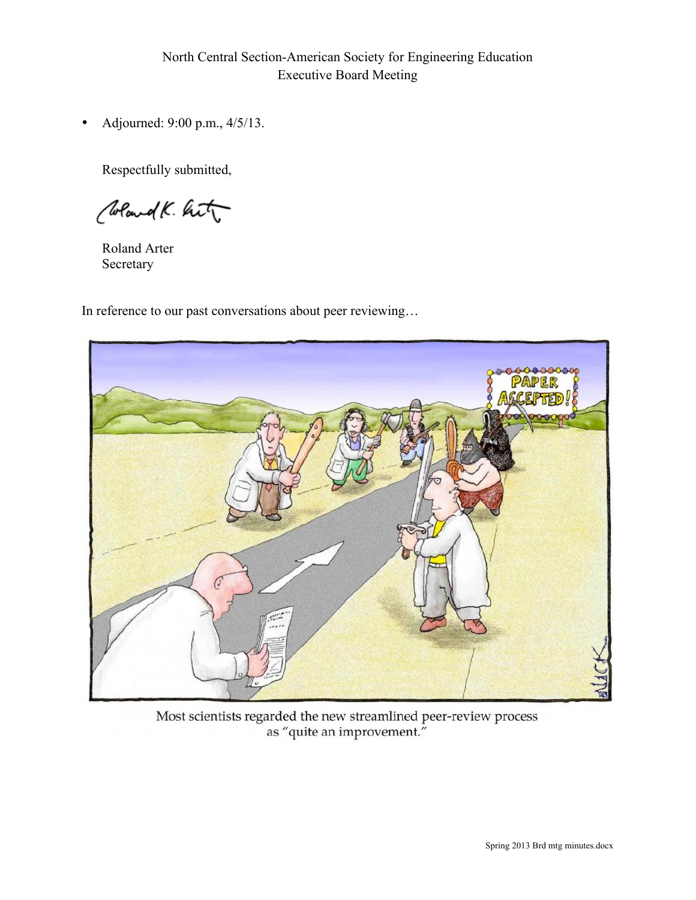North Central Section-American Society for Engineering Education
Executive Board Meeting

- Adjourned: 9:00 p.m., 4/5/13.

Respectfully submitted,

Roland Arter
Secretary

In reference to our past conversations about peer reviewing…

Most scientists regarded the new streamlined peer-review process as "quite an improvement."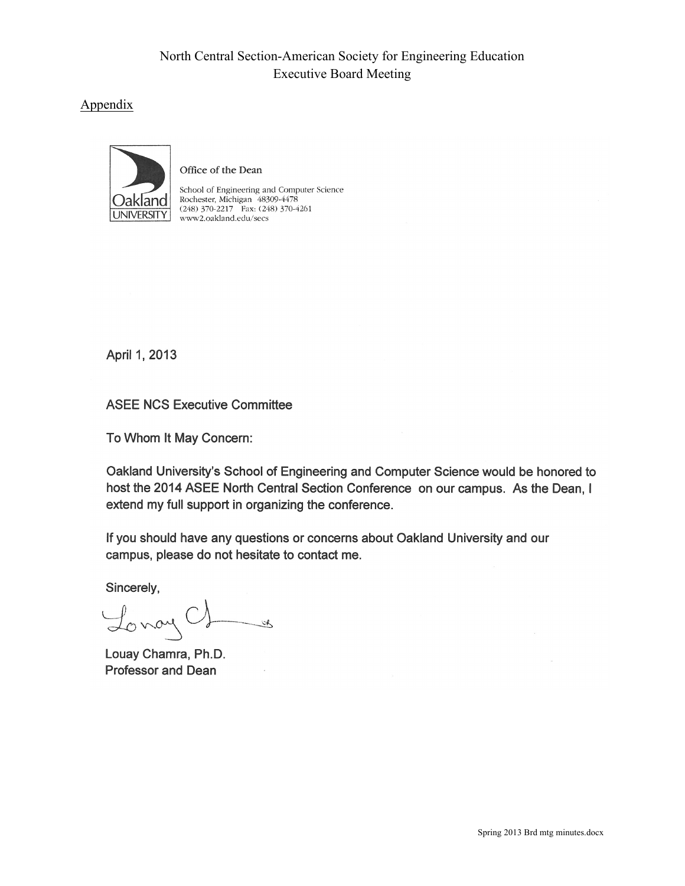North Central Section-American Society for Engineering Education
Executive Board Meeting

Appendix

Office of the Dean

School of Engineering and Computer Science
Rochester, Michigan 48309-4478
(248) 370-2217 Fax: (248) 370-4261
www2.oakland.edu/secs

April 1, 2013

ASEE NCS Executive Committee

To Whom It May Concern:

Oakland University's School of Engineering and Computer Science would be honored to host the 2014 ASEE North Central Section Conference on our campus. As the Dean, I extend my full support in organizing the conference.

If you should have any questions or concerns about Oakland University and our campus, please do not hesitate to contact me.

Sincerely,

Louay Chamra, Ph.D.
Professor and Dean